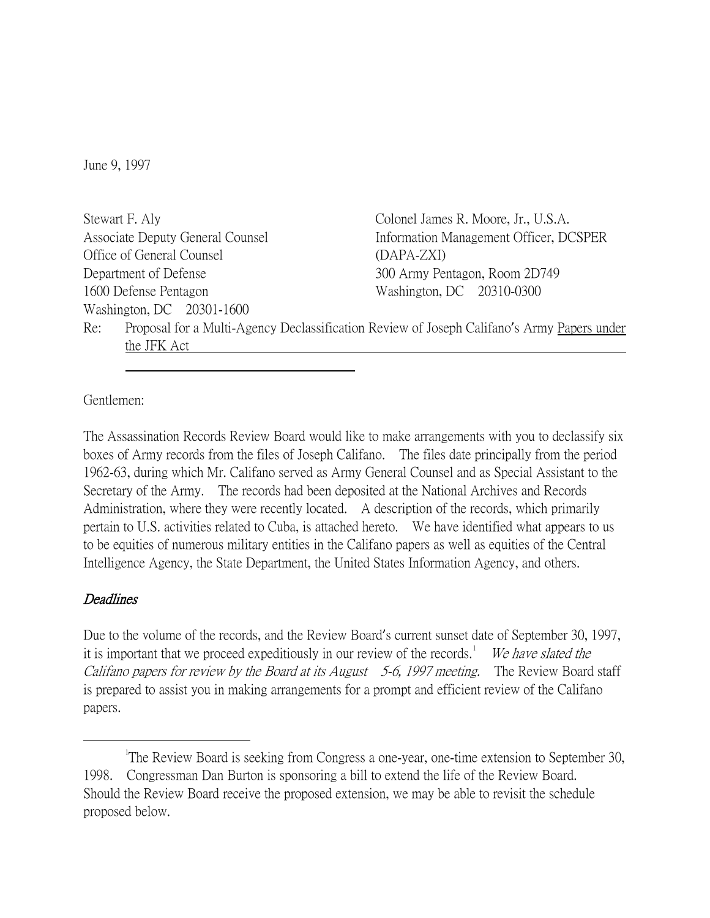June 9, 1997

Stewart F. Aly
Associate Deputy General Counsel
Office of General Counsel
Department of Defense
1600 Defense Pentagon
Washington, DC 20301-1600

Colonel James R. Moore, Jr., U.S.A.
Information Management Officer, DCSPER
(DAPA-ZXI)
300 Army Pentagon, Room 2D749
Washington, DC 20310-0300

Re: Proposal for a Multi-Agency Declassification Review of Joseph Califano's Army Papers under the JFK Act

Gentlemen:

The Assassination Records Review Board would like to make arrangements with you to declassify six boxes of Army records from the files of Joseph Califano. The files date principally from the period 1962-63, during which Mr. Califano served as Army General Counsel and as Special Assistant to the Secretary of the Army. The records had been deposited at the National Archives and Records Administration, where they were recently located. A description of the records, which primarily pertain to U.S. activities related to Cuba, is attached hereto. We have identified what appears to us to be equities of numerous military entities in the Califano papers as well as equities of the Central Intelligence Agency, the State Department, the United States Information Agency, and others.

### *Deadlines*

Due to the volume of the records, and the Review Board's current sunset date of September 30, 1997, it is important that we proceed expeditiously in our review of the records.[1] *We have slated the Califano papers for review by the Board at its August 5-6, 1997 meeting.* The Review Board staff is prepared to assist you in making arrangements for a prompt and efficient review of the Califano papers.

---

[1] The Review Board is seeking from Congress a one-year, one-time extension to September 30, 1998. Congressman Dan Burton is sponsoring a bill to extend the life of the Review Board. Should the Review Board receive the proposed extension, we may be able to revisit the schedule proposed below.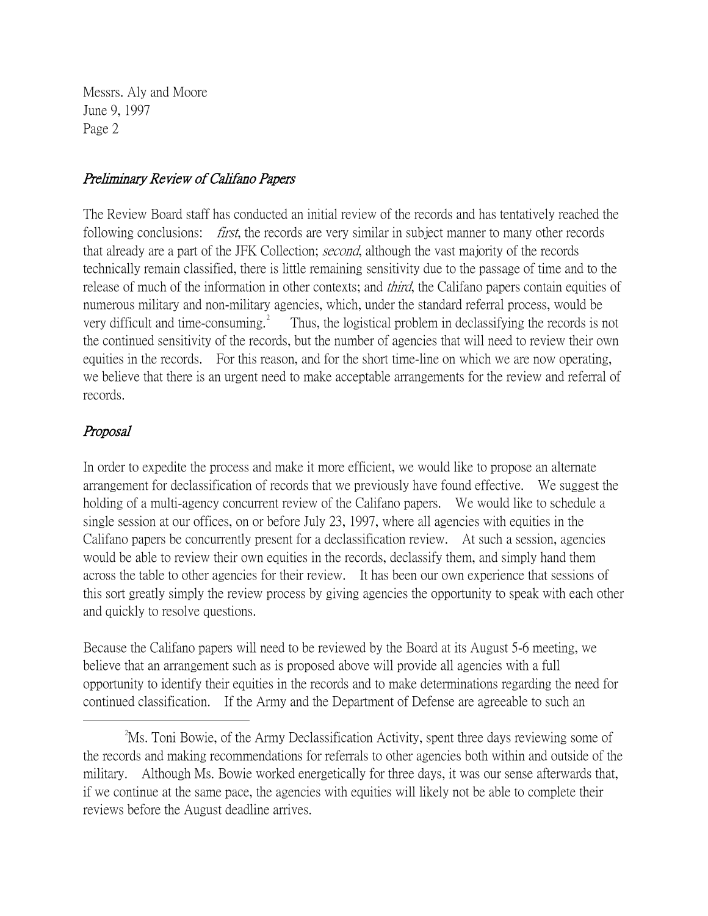Messrs. Aly and Moore
June 9, 1997

## *Preliminary Review of Califano Papers*

The Review Board staff has conducted an initial review of the records and has tentatively reached the following conclusions: *first*, the records are very similar in subject manner to many other records that already are a part of the JFK Collection; *second*, although the vast majority of the records technically remain classified, there is little remaining sensitivity due to the passage of time and to the release of much of the information in other contexts; and *third*, the Califano papers contain equities of numerous military and non-military agencies, which, under the standard referral process, would be very difficult and time-consuming.[2] Thus, the logistical problem in declassifying the records is not the continued sensitivity of the records, but the number of agencies that will need to review their own equities in the records. For this reason, and for the short time-line on which we are now operating, we believe that there is an urgent need to make acceptable arrangements for the review and referral of records.

## *Proposal*

In order to expedite the process and make it more efficient, we would like to propose an alternate arrangement for declassification of records that we previously have found effective. We suggest the holding of a multi-agency concurrent review of the Califano papers. We would like to schedule a single session at our offices, on or before July 23, 1997, where all agencies with equities in the Califano papers be concurrently present for a declassification review. At such a session, agencies would be able to review their own equities in the records, declassify them, and simply hand them across the table to other agencies for their review. It has been our own experience that sessions of this sort greatly simply the review process by giving agencies the opportunity to speak with each other and quickly to resolve questions.

Because the Califano papers will need to be reviewed by the Board at its August 5-6 meeting, we believe that an arrangement such as is proposed above will provide all agencies with a full opportunity to identify their equities in the records and to make determinations regarding the need for continued classification. If the Army and the Department of Defense are agreeable to such an

---

[2] Ms. Toni Bowie, of the Army Declassification Activity, spent three days reviewing some of the records and making recommendations for referrals to other agencies both within and outside of the military. Although Ms. Bowie worked energetically for three days, it was our sense afterwards that, if we continue at the same pace, the agencies with equities will likely not be able to complete their reviews before the August deadline arrives.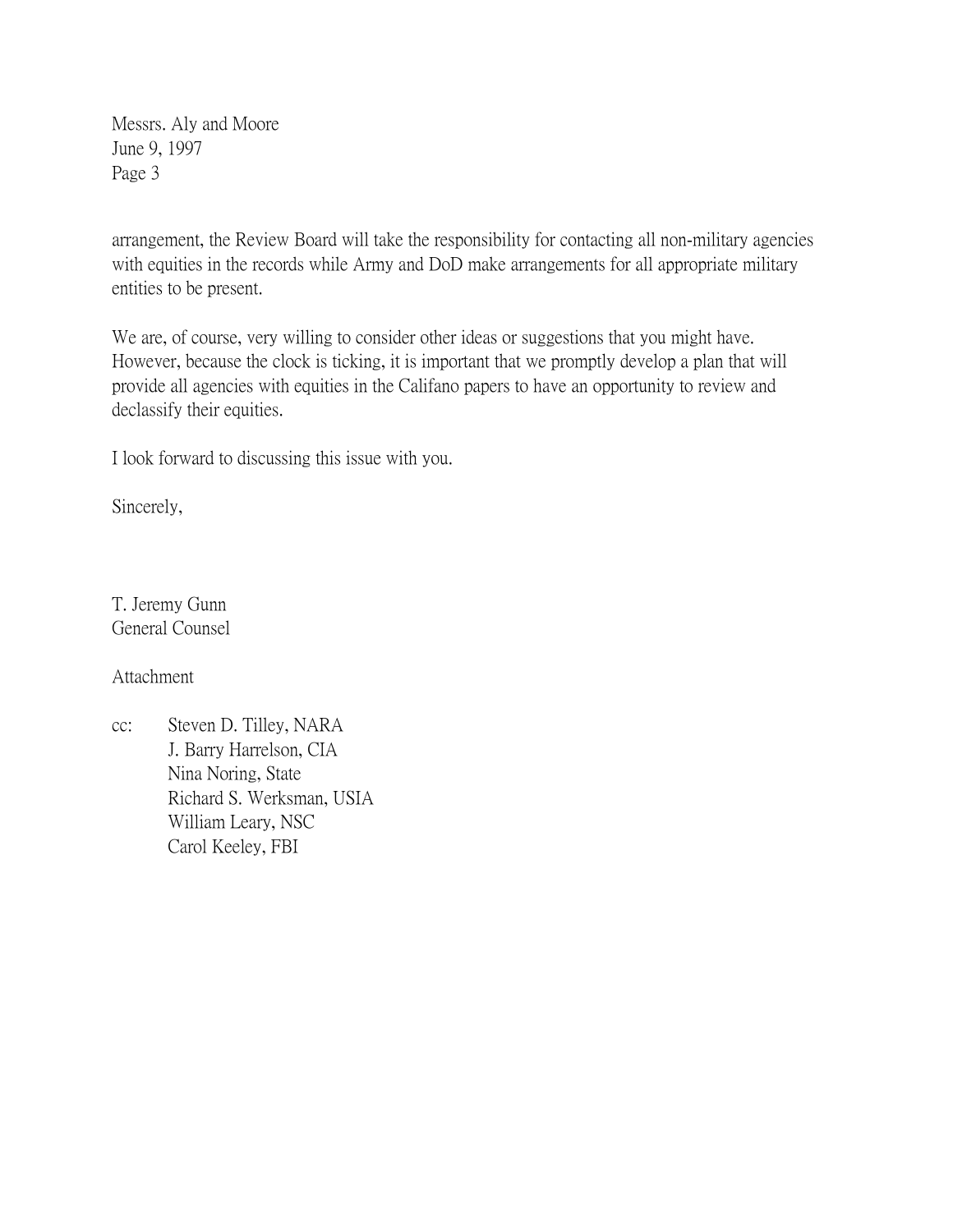arrangement, the Review Board will take the responsibility for contacting all non-military agencies with equities in the records while Army and DoD make arrangements for all appropriate military entities to be present.

We are, of course, very willing to consider other ideas or suggestions that you might have. However, because the clock is ticking, it is important that we promptly develop a plan that will provide all agencies with equities in the Califano papers to have an opportunity to review and declassify their equities.

I look forward to discussing this issue with you.

Sincerely,

T. Jeremy Gunn
General Counsel

Attachment

cc: Steven D. Tilley, NARA
J. Barry Harrelson, CIA
Nina Noring, State
Richard S. Werksman, USIA
William Leary, NSC
Carol Keeley, FBI